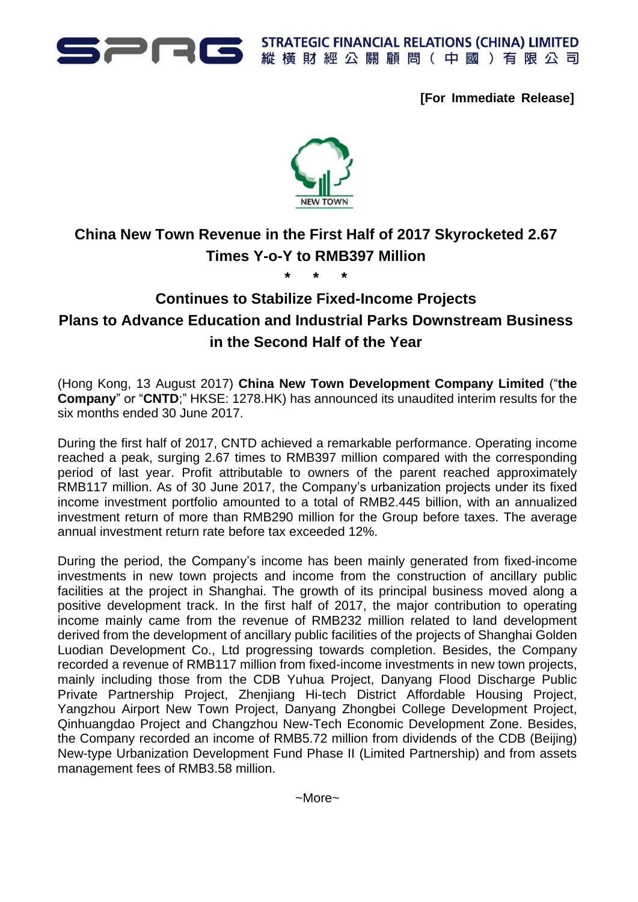STRATEGIC FINANCIAL RELATIONS (CHINA) LIMITED
縱橫財經公關顧問（中國）有限公司

**[For Immediate Release]**

NEW TOWN

# China New Town Revenue in the First Half of 2017 Skyrocketed 2.67 Times Y-o-Y to RMB397 Million

\* \* \*

## Continues to Stabilize Fixed-Income Projects
## Plans to Advance Education and Industrial Parks Downstream Business in the Second Half of the Year

(Hong Kong, 13 August 2017) **China New Town Development Company Limited** ("**the Company**" or "**CNTD**;" HKSE: 1278.HK) has announced its unaudited interim results for the six months ended 30 June 2017.

During the first half of 2017, CNTD achieved a remarkable performance. Operating income reached a peak, surging 2.67 times to RMB397 million compared with the corresponding period of last year. Profit attributable to owners of the parent reached approximately RMB117 million. As of 30 June 2017, the Company's urbanization projects under its fixed income investment portfolio amounted to a total of RMB2.445 billion, with an annualized investment return of more than RMB290 million for the Group before taxes. The average annual investment return rate before tax exceeded 12%.

During the period, the Company's income has been mainly generated from fixed-income investments in new town projects and income from the construction of ancillary public facilities at the project in Shanghai. The growth of its principal business moved along a positive development track. In the first half of 2017, the major contribution to operating income mainly came from the revenue of RMB232 million related to land development derived from the development of ancillary public facilities of the projects of Shanghai Golden Luodian Development Co., Ltd progressing towards completion. Besides, the Company recorded a revenue of RMB117 million from fixed-income investments in new town projects, mainly including those from the CDB Yuhua Project, Danyang Flood Discharge Public Private Partnership Project, Zhenjiang Hi-tech District Affordable Housing Project, Yangzhou Airport New Town Project, Danyang Zhongbei College Development Project, Qinhuangdao Project and Changzhou New-Tech Economic Development Zone. Besides, the Company recorded an income of RMB5.72 million from dividends of the CDB (Beijing) New-type Urbanization Development Fund Phase II (Limited Partnership) and from assets management fees of RMB3.58 million.

~More~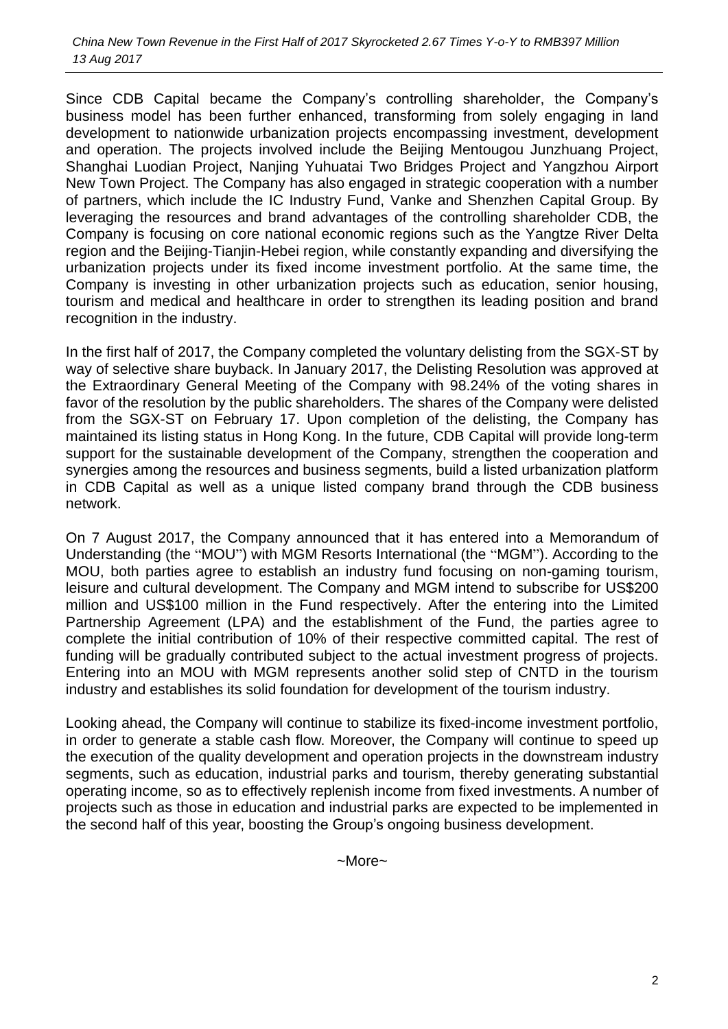Since CDB Capital became the Company's controlling shareholder, the Company's business model has been further enhanced, transforming from solely engaging in land development to nationwide urbanization projects encompassing investment, development and operation. The projects involved include the Beijing Mentougou Junzhuang Project, Shanghai Luodian Project, Nanjing Yuhuatai Two Bridges Project and Yangzhou Airport New Town Project. The Company has also engaged in strategic cooperation with a number of partners, which include the IC Industry Fund, Vanke and Shenzhen Capital Group. By leveraging the resources and brand advantages of the controlling shareholder CDB, the Company is focusing on core national economic regions such as the Yangtze River Delta region and the Beijing-Tianjin-Hebei region, while constantly expanding and diversifying the urbanization projects under its fixed income investment portfolio. At the same time, the Company is investing in other urbanization projects such as education, senior housing, tourism and medical and healthcare in order to strengthen its leading position and brand recognition in the industry.

In the first half of 2017, the Company completed the voluntary delisting from the SGX-ST by way of selective share buyback. In January 2017, the Delisting Resolution was approved at the Extraordinary General Meeting of the Company with 98.24% of the voting shares in favor of the resolution by the public shareholders. The shares of the Company were delisted from the SGX-ST on February 17. Upon completion of the delisting, the Company has maintained its listing status in Hong Kong. In the future, CDB Capital will provide long-term support for the sustainable development of the Company, strengthen the cooperation and synergies among the resources and business segments, build a listed urbanization platform in CDB Capital as well as a unique listed company brand through the CDB business network.

On 7 August 2017, the Company announced that it has entered into a Memorandum of Understanding (the "MOU") with MGM Resorts International (the "MGM"). According to the MOU, both parties agree to establish an industry fund focusing on non-gaming tourism, leisure and cultural development. The Company and MGM intend to subscribe for US$200 million and US$100 million in the Fund respectively. After the entering into the Limited Partnership Agreement (LPA) and the establishment of the Fund, the parties agree to complete the initial contribution of 10% of their respective committed capital. The rest of funding will be gradually contributed subject to the actual investment progress of projects. Entering into an MOU with MGM represents another solid step of CNTD in the tourism industry and establishes its solid foundation for development of the tourism industry.

Looking ahead, the Company will continue to stabilize its fixed-income investment portfolio, in order to generate a stable cash flow. Moreover, the Company will continue to speed up the execution of the quality development and operation projects in the downstream industry segments, such as education, industrial parks and tourism, thereby generating substantial operating income, so as to effectively replenish income from fixed investments. A number of projects such as those in education and industrial parks are expected to be implemented in the second half of this year, boosting the Group's ongoing business development.

~More~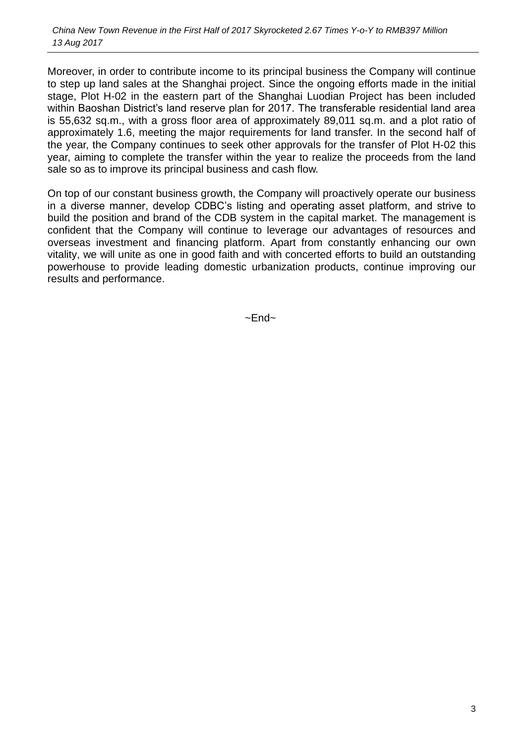Moreover, in order to contribute income to its principal business the Company will continue to step up land sales at the Shanghai project. Since the ongoing efforts made in the initial stage, Plot H-02 in the eastern part of the Shanghai Luodian Project has been included within Baoshan District's land reserve plan for 2017. The transferable residential land area is 55,632 sq.m., with a gross floor area of approximately 89,011 sq.m. and a plot ratio of approximately 1.6, meeting the major requirements for land transfer. In the second half of the year, the Company continues to seek other approvals for the transfer of Plot H-02 this year, aiming to complete the transfer within the year to realize the proceeds from the land sale so as to improve its principal business and cash flow.

On top of our constant business growth, the Company will proactively operate our business in a diverse manner, develop CDBC's listing and operating asset platform, and strive to build the position and brand of the CDB system in the capital market. The management is confident that the Company will continue to leverage our advantages of resources and overseas investment and financing platform. Apart from constantly enhancing our own vitality, we will unite as one in good faith and with concerted efforts to build an outstanding powerhouse to provide leading domestic urbanization products, continue improving our results and performance.

~End~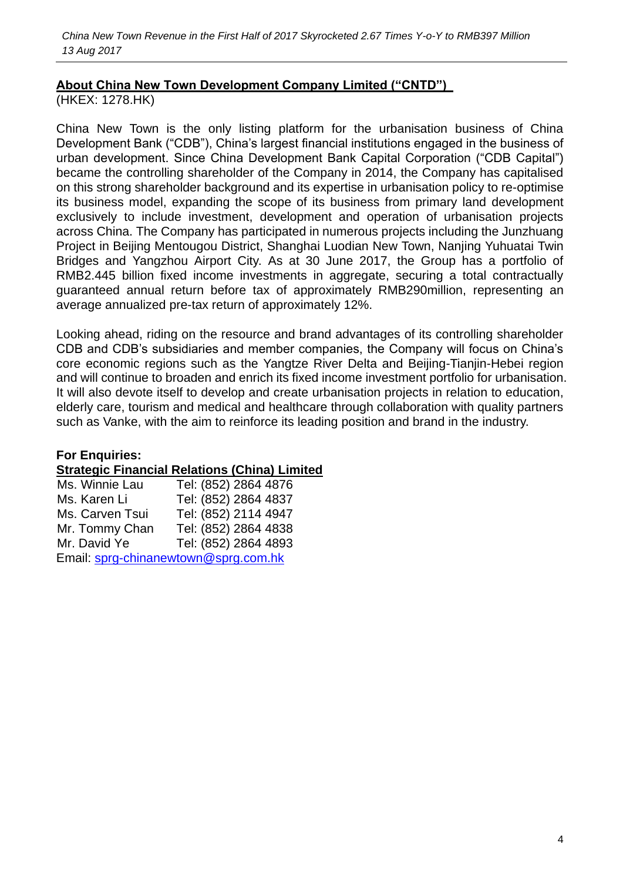## About China New Town Development Company Limited ("CNTD")

(HKEX: 1278.HK)

China New Town is the only listing platform for the urbanisation business of China Development Bank ("CDB"), China's largest financial institutions engaged in the business of urban development. Since China Development Bank Capital Corporation ("CDB Capital") became the controlling shareholder of the Company in 2014, the Company has capitalised on this strong shareholder background and its expertise in urbanisation policy to re-optimise its business model, expanding the scope of its business from primary land development exclusively to include investment, development and operation of urbanisation projects across China. The Company has participated in numerous projects including the Junzhuang Project in Beijing Mentougou District, Shanghai Luodian New Town, Nanjing Yuhuatai Twin Bridges and Yangzhou Airport City. As at 30 June 2017, the Group has a portfolio of RMB2.445 billion fixed income investments in aggregate, securing a total contractually guaranteed annual return before tax of approximately RMB290million, representing an average annualized pre-tax return of approximately 12%.

Looking ahead, riding on the resource and brand advantages of its controlling shareholder CDB and CDB's subsidiaries and member companies, the Company will focus on China's core economic regions such as the Yangtze River Delta and Beijing-Tianjin-Hebei region and will continue to broaden and enrich its fixed income investment portfolio for urbanisation. It will also devote itself to develop and create urbanisation projects in relation to education, elderly care, tourism and medical and healthcare through collaboration with quality partners such as Vanke, with the aim to reinforce its leading position and brand in the industry.

**For Enquiries:**

**Strategic Financial Relations (China) Limited**

| | |
|---|---|
| Ms. Winnie Lau | Tel: (852) 2864 4876 |
| Ms. Karen Li | Tel: (852) 2864 4837 |
| Ms. Carven Tsui | Tel: (852) 2114 4947 |
| Mr. Tommy Chan | Tel: (852) 2864 4838 |
| Mr. David Ye | Tel: (852) 2864 4893 |

Email: sprg-chinanewtown@sprg.com.hk